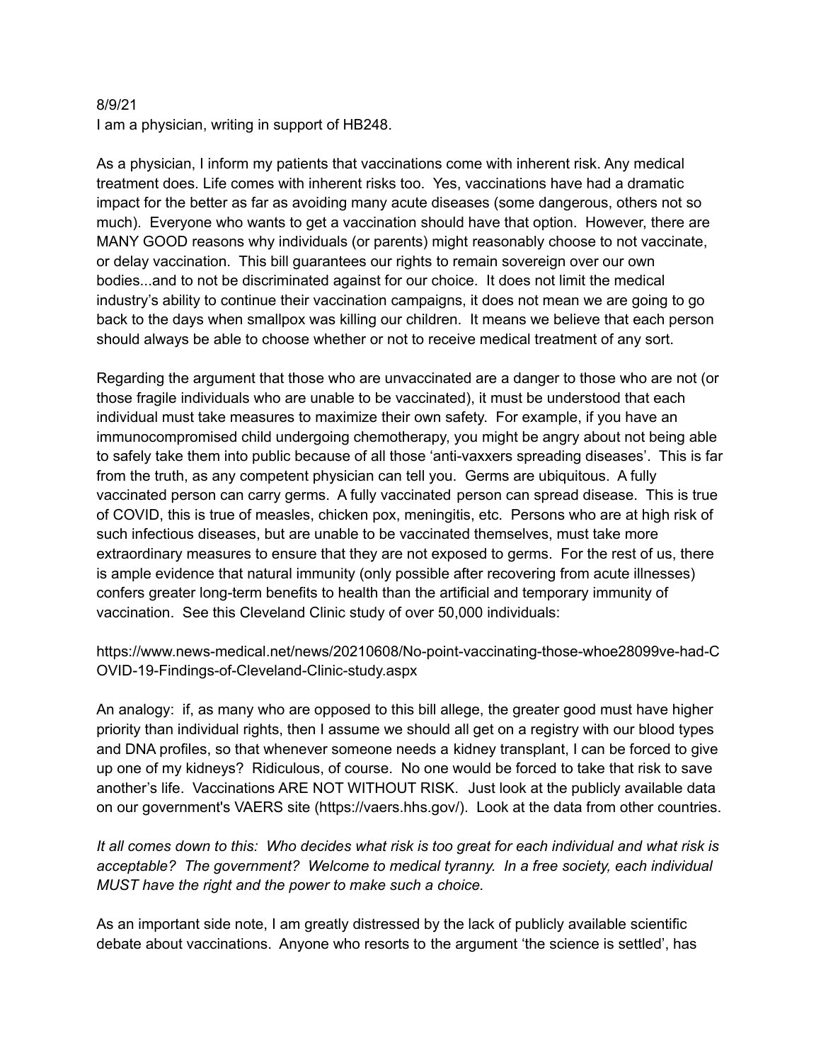8/9/21

I am a physician, writing in support of HB248.

As a physician, I inform my patients that vaccinations come with inherent risk. Any medical treatment does. Life comes with inherent risks too. Yes, vaccinations have had a dramatic impact for the better as far as avoiding many acute diseases (some dangerous, others not so much). Everyone who wants to get a vaccination should have that option. However, there are MANY GOOD reasons why individuals (or parents) might reasonably choose to not vaccinate, or delay vaccination. This bill guarantees our rights to remain sovereign over our own bodies...and to not be discriminated against for our choice. It does not limit the medical industry's ability to continue their vaccination campaigns, it does not mean we are going to go back to the days when smallpox was killing our children. It means we believe that each person should always be able to choose whether or not to receive medical treatment of any sort.

Regarding the argument that those who are unvaccinated are a danger to those who are not (or those fragile individuals who are unable to be vaccinated), it must be understood that each individual must take measures to maximize their own safety. For example, if you have an immunocompromised child undergoing chemotherapy, you might be angry about not being able to safely take them into public because of all those 'anti-vaxxers spreading diseases'. This is far from the truth, as any competent physician can tell you. Germs are ubiquitous. A fully vaccinated person can carry germs. A fully vaccinated person can spread disease. This is true of COVID, this is true of measles, chicken pox, meningitis, etc. Persons who are at high risk of such infectious diseases, but are unable to be vaccinated themselves, must take more extraordinary measures to ensure that they are not exposed to germs. For the rest of us, there is ample evidence that natural immunity (only possible after recovering from acute illnesses) confers greater long-term benefits to health than the artificial and temporary immunity of vaccination. See this Cleveland Clinic study of over 50,000 individuals:

https://www.news-medical.net/news/20210608/No-point-vaccinating-those-whoe28099ve-had-COVID-19-Findings-of-Cleveland-Clinic-study.aspx

An analogy: if, as many who are opposed to this bill allege, the greater good must have higher priority than individual rights, then I assume we should all get on a registry with our blood types and DNA profiles, so that whenever someone needs a kidney transplant, I can be forced to give up one of my kidneys? Ridiculous, of course. No one would be forced to take that risk to save another's life. Vaccinations ARE NOT WITHOUT RISK. Just look at the publicly available data on our government's VAERS site (https://vaers.hhs.gov/). Look at the data from other countries.

*It all comes down to this: Who decides what risk is too great for each individual and what risk is acceptable? The government? Welcome to medical tyranny. In a free society, each individual MUST have the right and the power to make such a choice.*

As an important side note, I am greatly distressed by the lack of publicly available scientific debate about vaccinations. Anyone who resorts to the argument 'the science is settled', has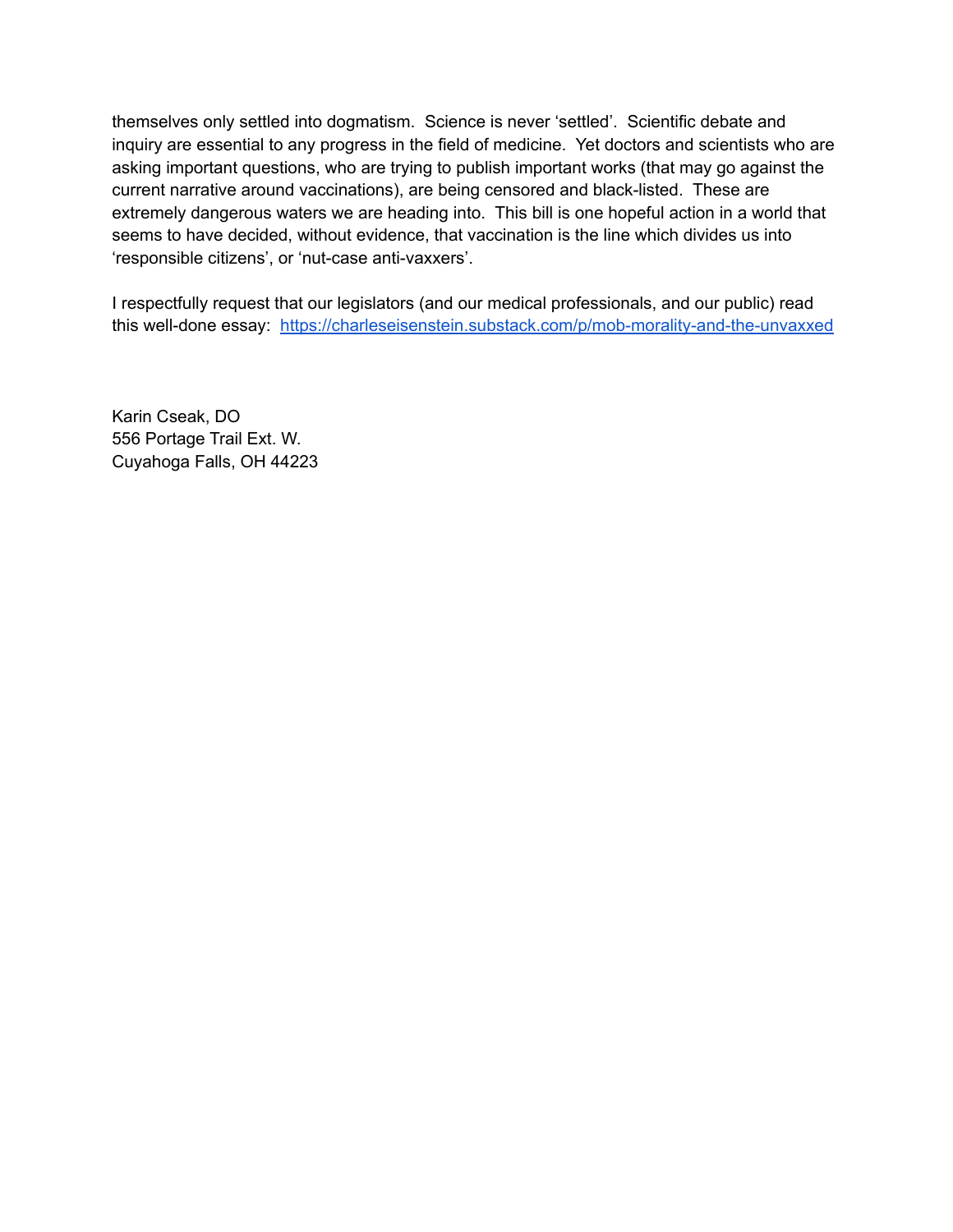themselves only settled into dogmatism. Science is never 'settled'. Scientific debate and inquiry are essential to any progress in the field of medicine. Yet doctors and scientists who are asking important questions, who are trying to publish important works (that may go against the current narrative around vaccinations), are being censored and black-listed. These are extremely dangerous waters we are heading into. This bill is one hopeful action in a world that seems to have decided, without evidence, that vaccination is the line which divides us into 'responsible citizens', or 'nut-case anti-vaxxers'.

I respectfully request that our legislators (and our medical professionals, and our public) read this well-done essay: [https://charleseisenstein.substack.com/p/mob-morality-and-the-unvaxxed](https://charleseisenstein.substack.com/p/mob-morality-and-the-unvaxxed)

Karin Cseak, DO
556 Portage Trail Ext. W.
Cuyahoga Falls, OH 44223